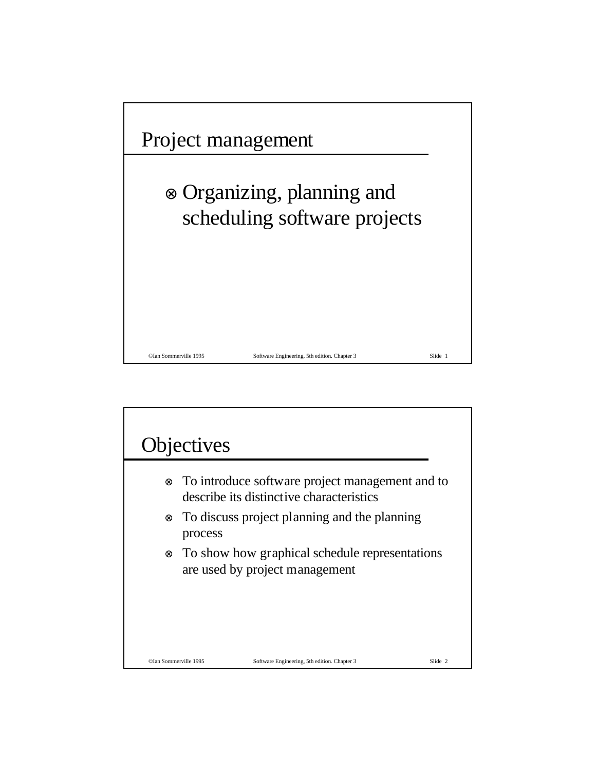# Project management

- Organizing, planning and scheduling software projects

# Objectives

- To introduce software project management and to describe its distinctive characteristics
- To discuss project planning and the planning process
- To show how graphical schedule representations are used by project management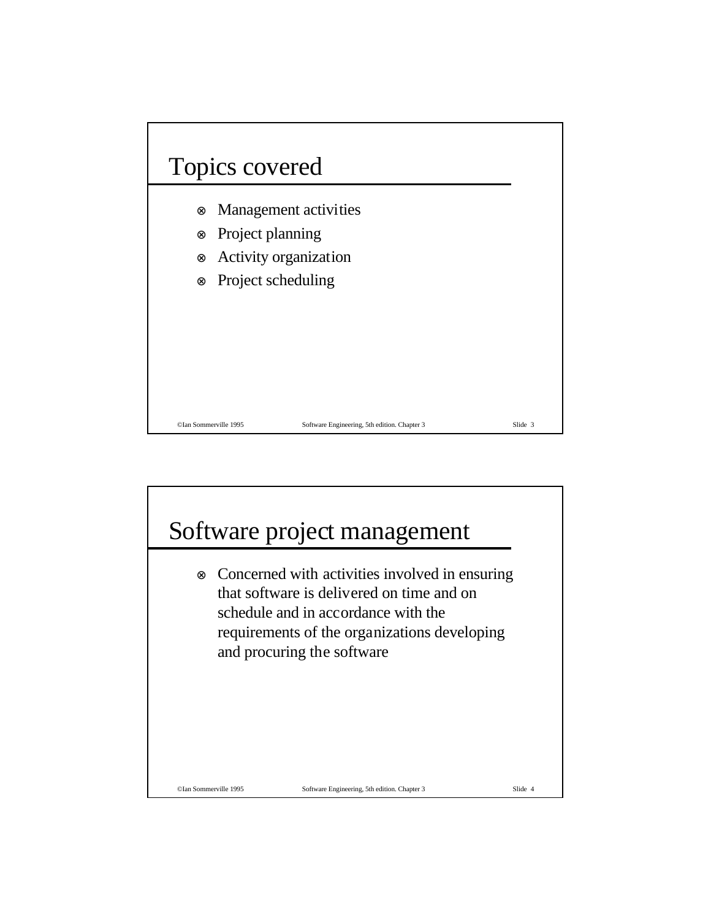# Topics covered

- Management activities
- Project planning
- Activity organization
- Project scheduling

# Software project management

- Concerned with activities involved in ensuring that software is delivered on time and on schedule and in accordance with the requirements of the organizations developing and procuring the software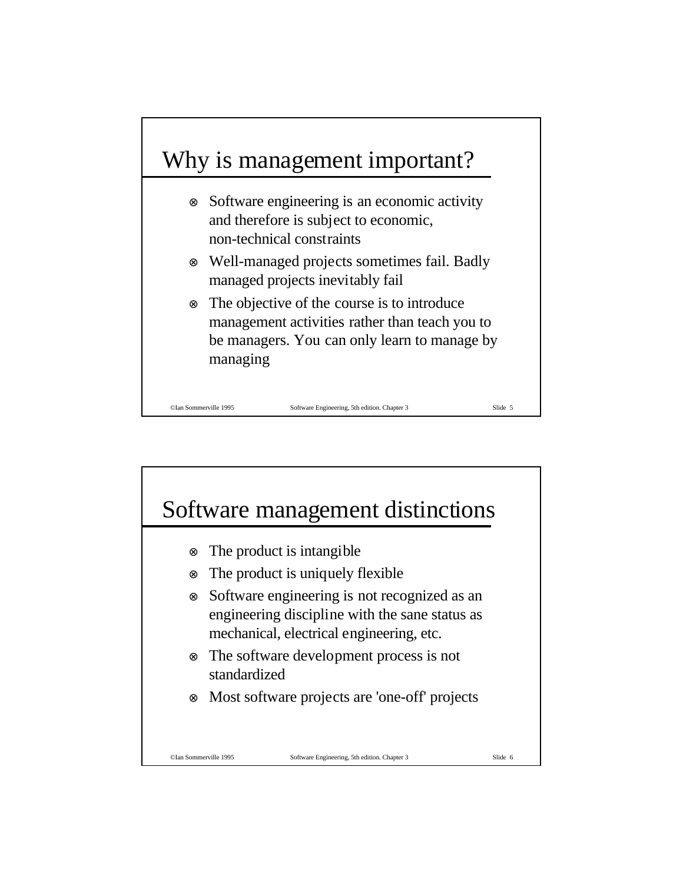# Why is management important?

- Software engineering is an economic activity and therefore is subject to economic, non-technical constraints
- Well-managed projects sometimes fail. Badly managed projects inevitably fail
- The objective of the course is to introduce management activities rather than teach you to be managers. You can only learn to manage by managing

# Software management distinctions

- The product is intangible
- The product is uniquely flexible
- Software engineering is not recognized as an engineering discipline with the sane status as mechanical, electrical engineering, etc.
- The software development process is not standardized
- Most software projects are 'one-off' projects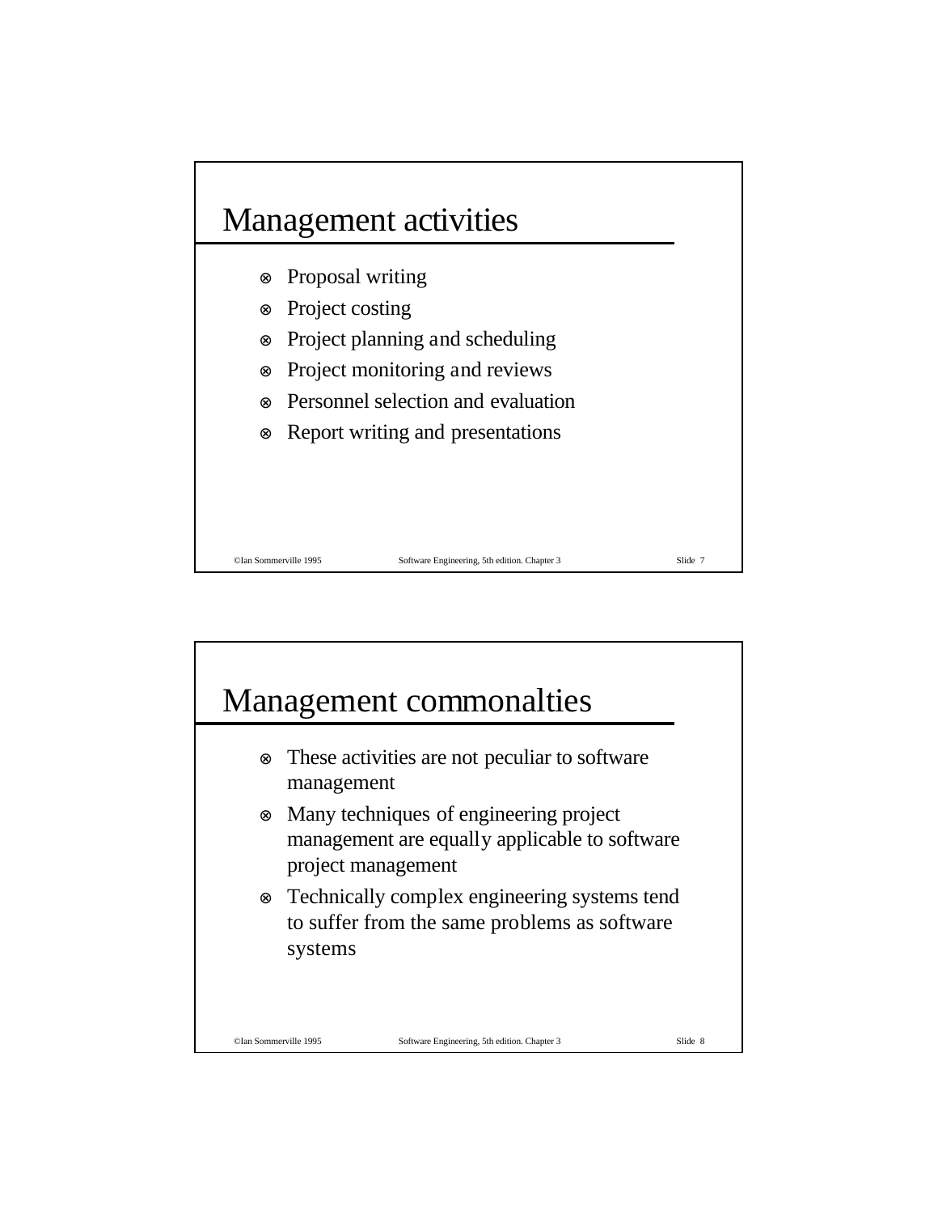# Management activities

- Proposal writing
- Project costing
- Project planning and scheduling
- Project monitoring and reviews
- Personnel selection and evaluation
- Report writing and presentations

# Management commonalties

- These activities are not peculiar to software management
- Many techniques of engineering project management are equally applicable to software project management
- Technically complex engineering systems tend to suffer from the same problems as software systems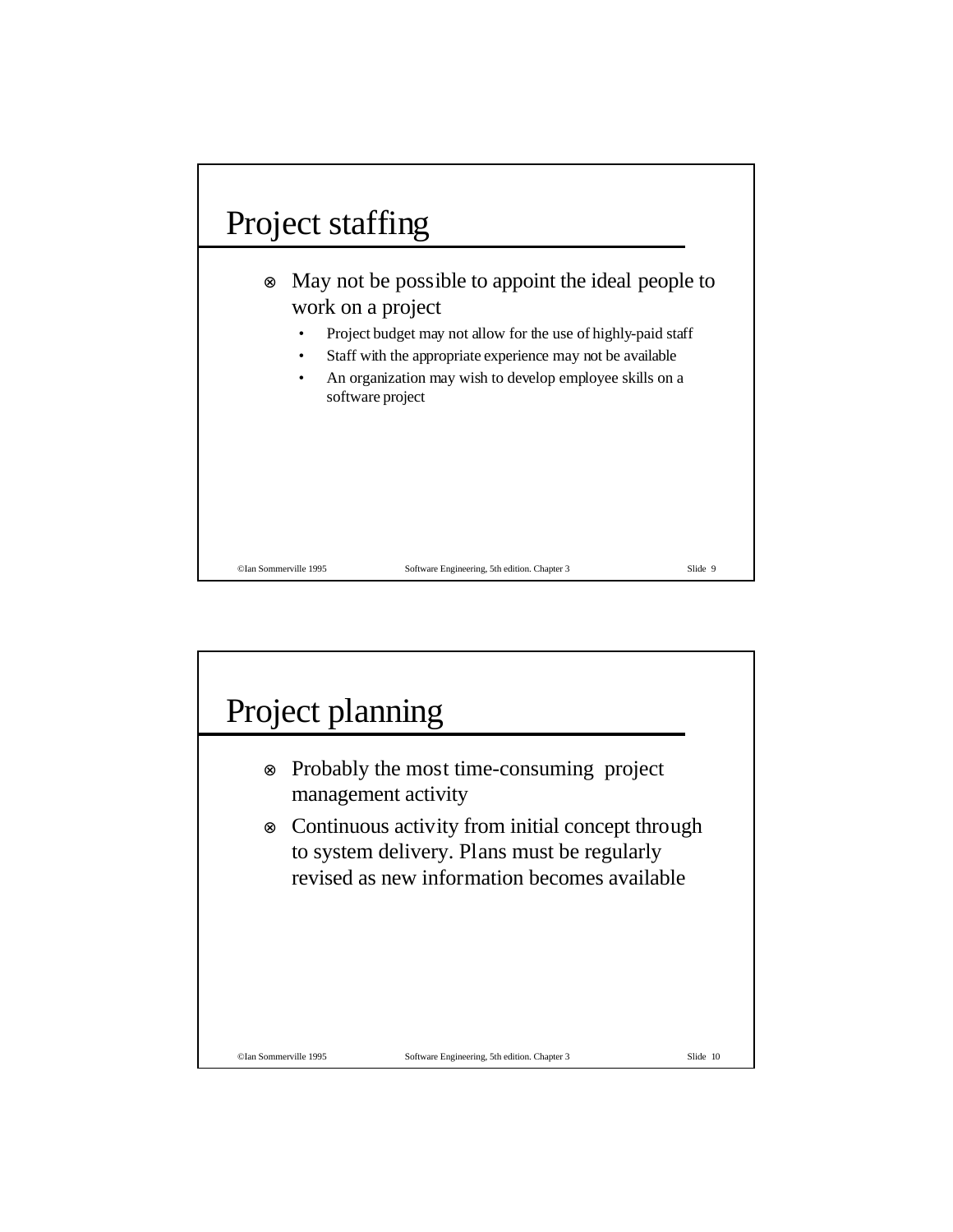# Project staffing

- May not be possible to appoint the ideal people to work on a project
  - Project budget may not allow for the use of highly-paid staff
  - Staff with the appropriate experience may not be available
  - An organization may wish to develop employee skills on a software project

# Project planning

- Probably the most time-consuming project management activity
- Continuous activity from initial concept through to system delivery. Plans must be regularly revised as new information becomes available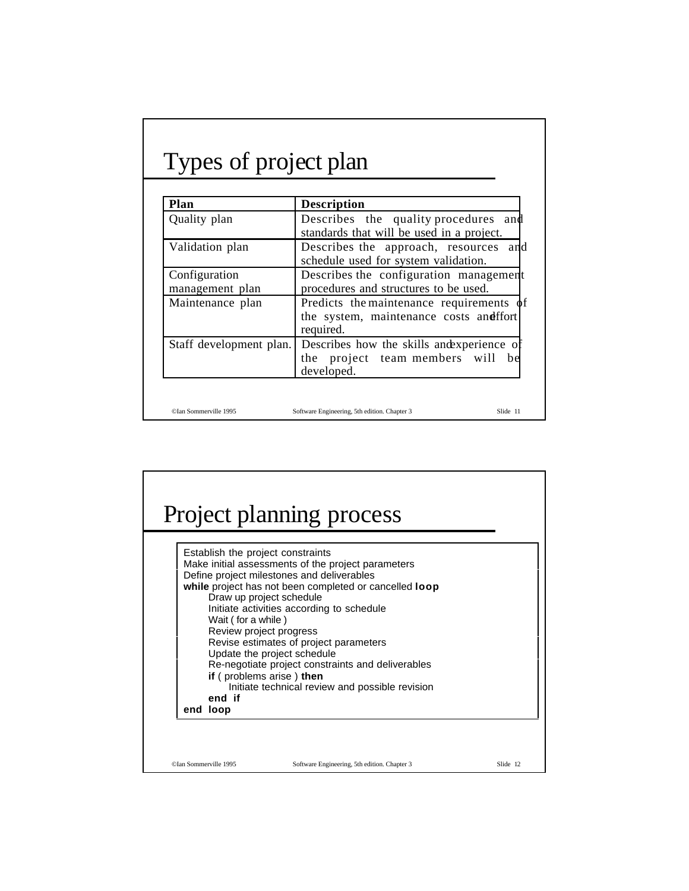# Types of project plan

| Plan | Description |
| --- | --- |
| Quality plan | Describes the quality procedures and standards that will be used in a project. |
| Validation plan | Describes the approach, resources and schedule used for system validation. |
| Configuration management plan | Describes the configuration management procedures and structures to be used. |
| Maintenance plan | Predicts the maintenance requirements of the system, maintenance costs and effort required. |
| Staff development plan. | Describes how the skills and experience of the project team members will be developed. |

# Project planning process

```
Establish the project constraints
Make initial assessments of the project parameters
Define project milestones and deliverables
while project has not been completed or cancelled loop
    Draw up project schedule
    Initiate activities according to schedule
    Wait ( for a while )
    Review project progress
    Revise estimates of project parameters
    Update the project schedule
    Re-negotiate project constraints and deliverables
    if ( problems arise ) then
        Initiate technical review and possible revision
    end if
end loop
```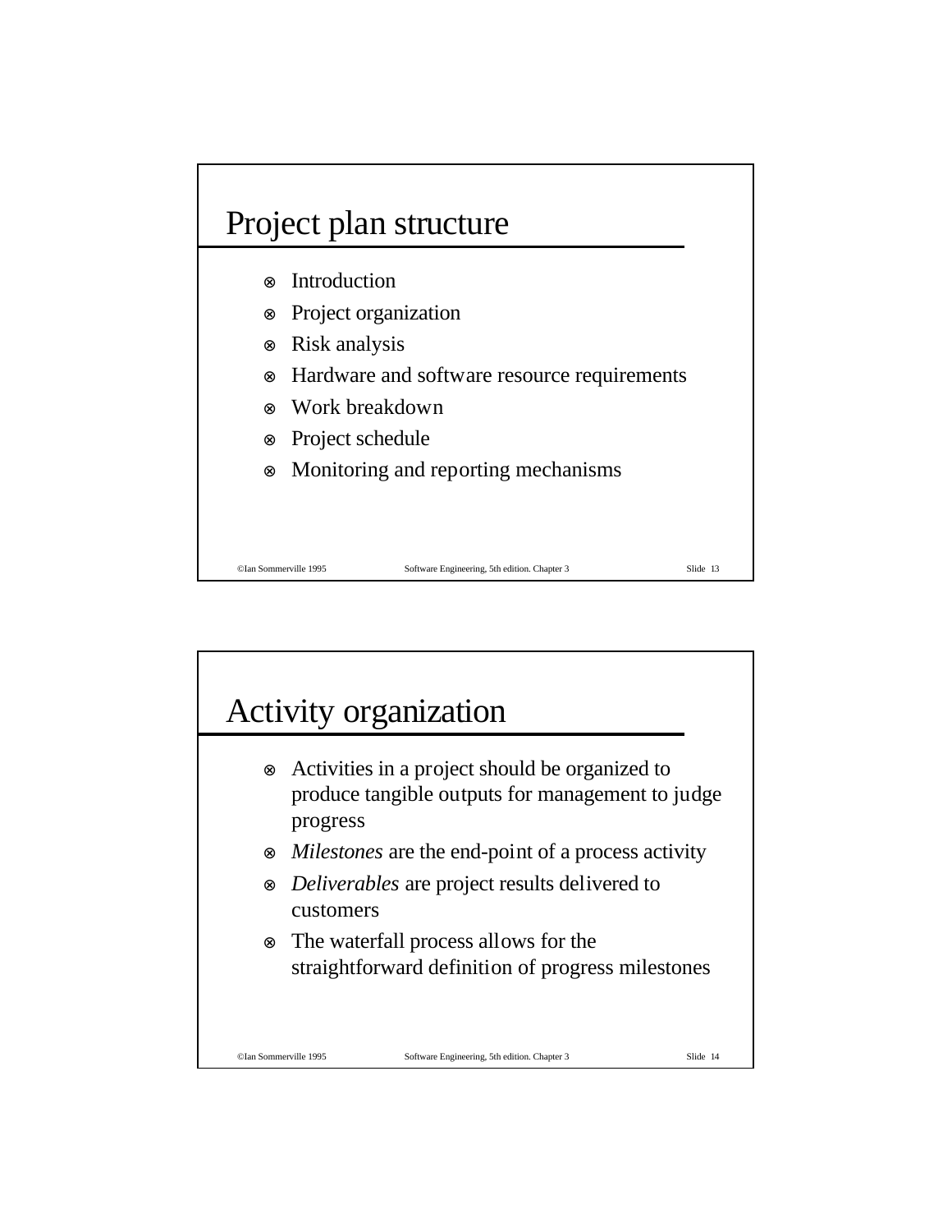# Project plan structure

- Introduction
- Project organization
- Risk analysis
- Hardware and software resource requirements
- Work breakdown
- Project schedule
- Monitoring and reporting mechanisms

# Activity organization

- Activities in a project should be organized to produce tangible outputs for management to judge progress
- *Milestones* are the end-point of a process activity
- *Deliverables* are project results delivered to customers
- The waterfall process allows for the straightforward definition of progress milestones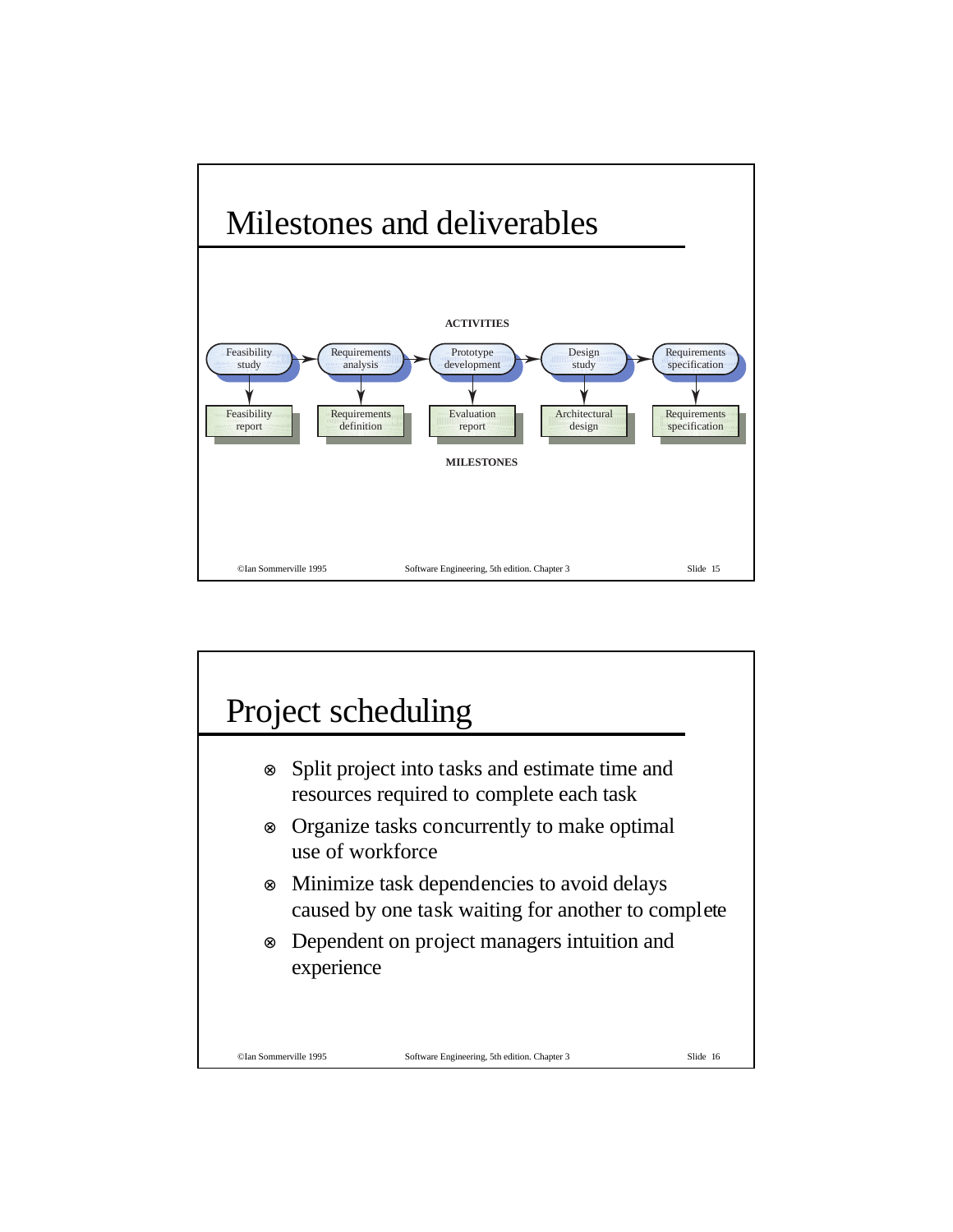# Milestones and deliverables

ACTIVITIES

| Feasibility study | Requirements analysis | Prototype development | Design study | Requirements specification |
|---|---|---|---|---|
| Feasibility report | Requirements definition | Evaluation report | Architectural design | Requirements specification |

MILESTONES

# Project scheduling

- Split project into tasks and estimate time and resources required to complete each task
- Organize tasks concurrently to make optimal use of workforce
- Minimize task dependencies to avoid delays caused by one task waiting for another to complete
- Dependent on project managers intuition and experience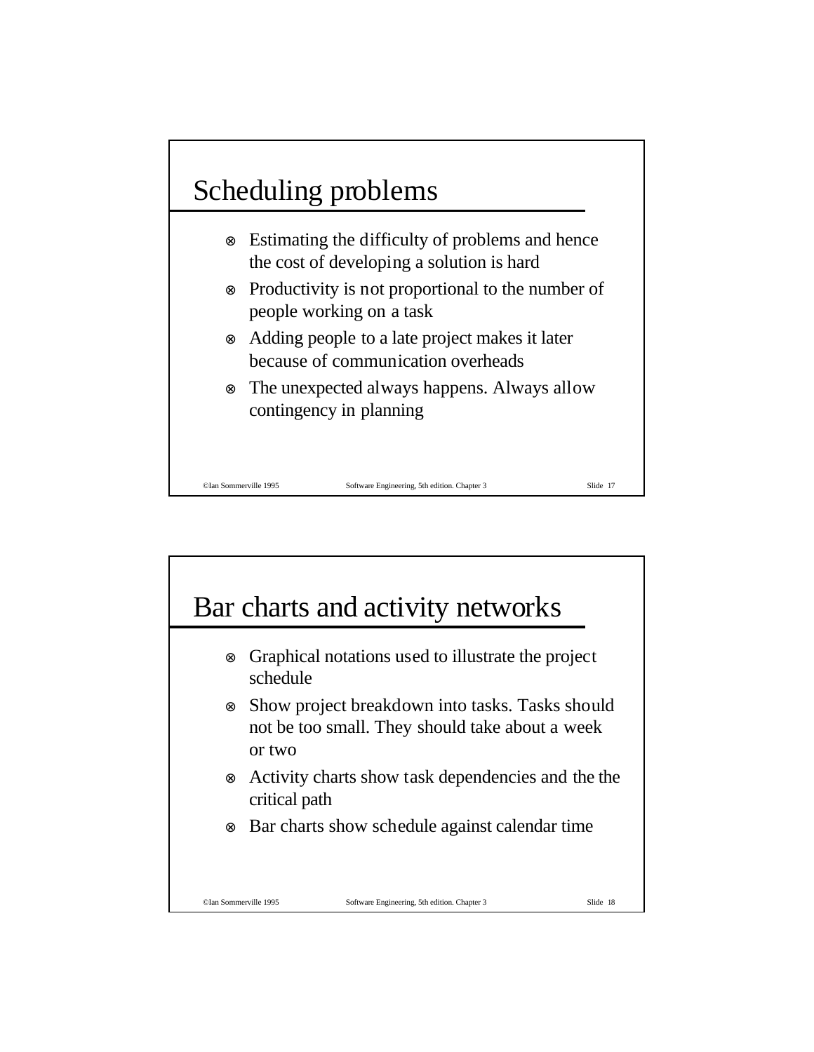## Scheduling problems

- Estimating the difficulty of problems and hence the cost of developing a solution is hard
- Productivity is not proportional to the number of people working on a task
- Adding people to a late project makes it later because of communication overheads
- The unexpected always happens. Always allow contingency in planning

## Bar charts and activity networks

- Graphical notations used to illustrate the project schedule
- Show project breakdown into tasks. Tasks should not be too small. They should take about a week or two
- Activity charts show task dependencies and the the critical path
- Bar charts show schedule against calendar time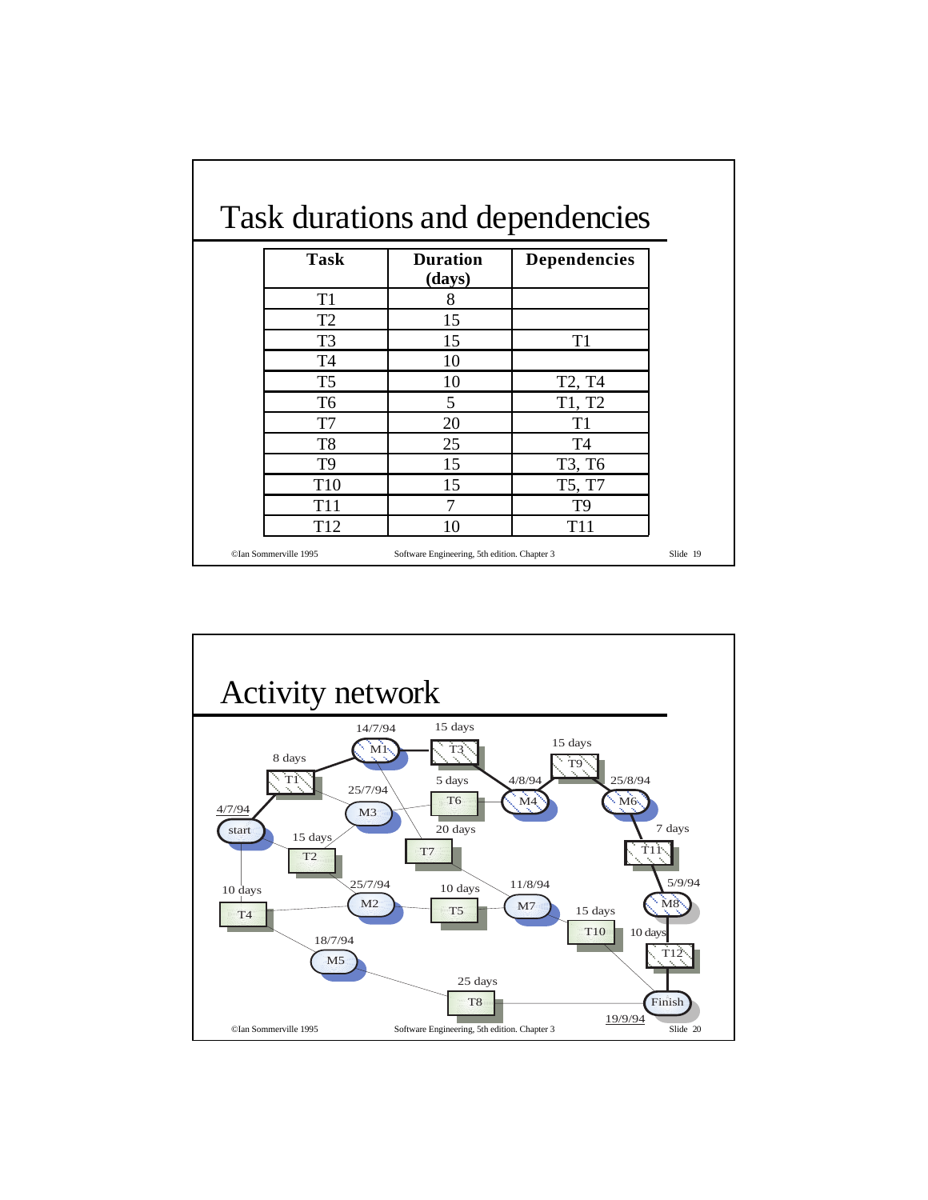# Task durations and dependencies

| Task | Duration (days) | Dependencies |
|---|---|---|
| T1 | 8 | |
| T2 | 15 | |
| T3 | 15 | T1 |
| T4 | 10 | |
| T5 | 10 | T2, T4 |
| T6 | 5 | T1, T2 |
| T7 | 20 | T1 |
| T8 | 25 | T4 |
| T9 | 15 | T3, T6 |
| T10 | 15 | T5, T7 |
| T11 | 7 | T9 |
| T12 | 10 | T11 |

# Activity network

start 4/7/94

T1 8 days

M1 14/7/94

T3 15 days

T2 15 days

M3 25/7/94

T6 5 days

T7 20 days

M4 4/8/94

T9 15 days

M6 25/8/94

T11 7 days

M8 5/9/94

T12 10 days

T4 10 days

M2 25/7/94

T5 10 days

M7 11/8/94

T10 15 days

M5 18/7/94

T8 25 days

Finish 19/9/94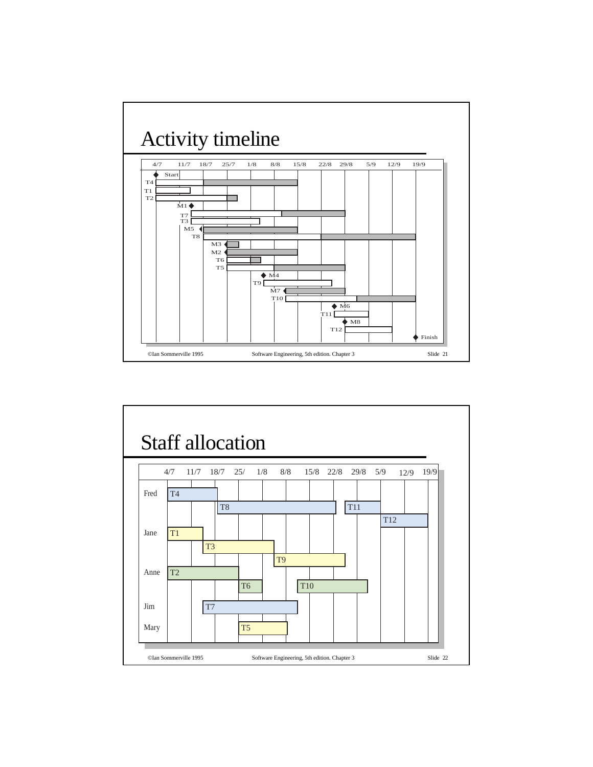# Activity timeline

4/7 11/7 18/7 25/7 1/8 8/8 15/8 22/8 29/8 5/9 12/9 19/9

Start

T4

T1

T2

M1

T7

T3

M5

T8

M3

M2

T6

T5

M4

T9

M7

T10

M6

T11

M8

T12

Finish

# Staff allocation

| | 4/7 | 11/7 | 18/7 | 25/ | 1/8 | 8/8 | 15/8 | 22/8 | 29/8 | 5/9 | 12/9 | 19/9 |
|---|---|---|---|---|---|---|---|---|---|---|---|---|
| Fred | T4 | | T8 | | | | | | T11 | | T12 | |
| Jane | T1 | T3 | | | | T9 | | | | | | |
| Anne | T2 | | | T6 | | | T10 | | | | | |
| Jim | | | T7 | | | | | | | | | |
| Mary | | | | T5 | | | | | | | | |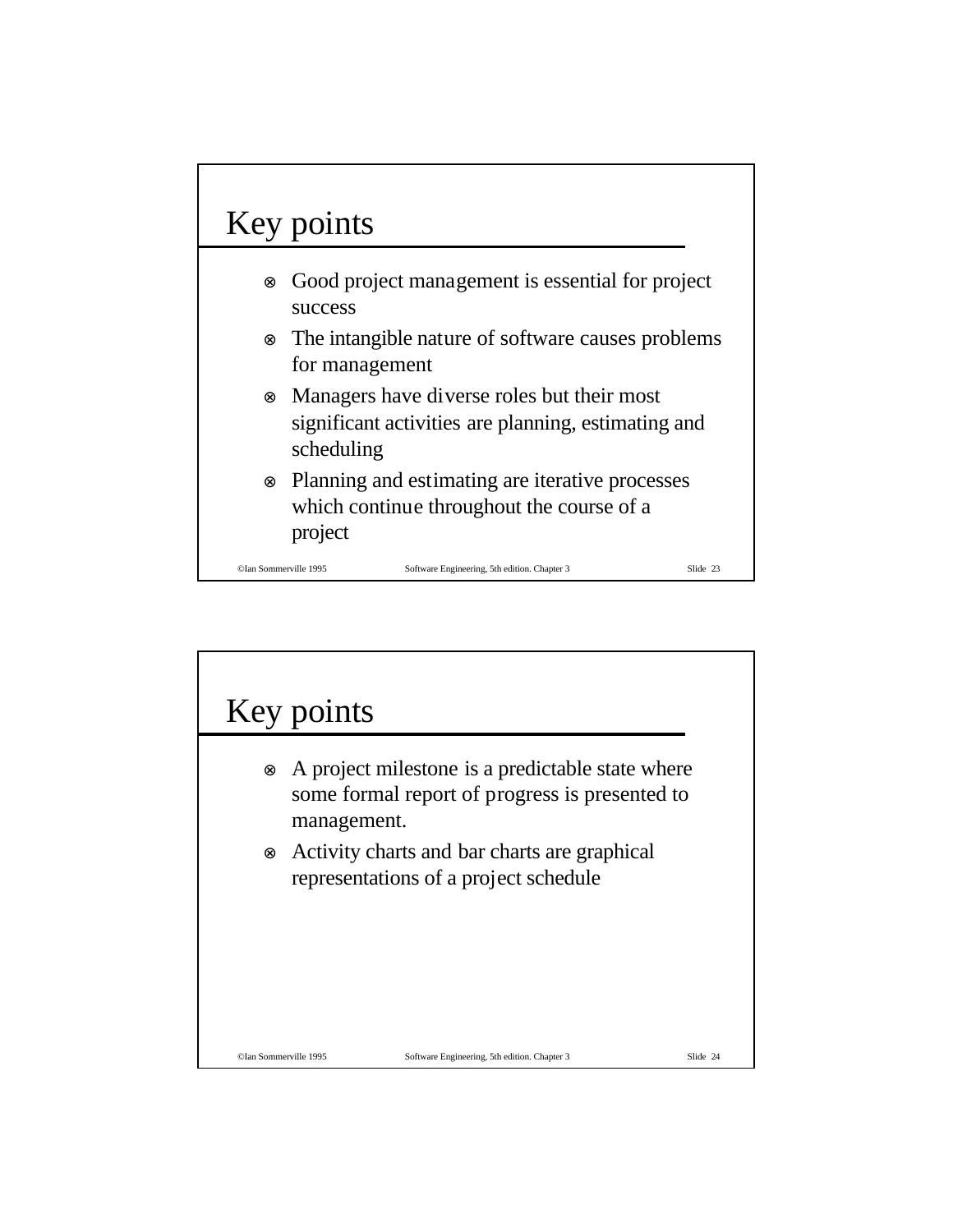# Key points

- Good project management is essential for project success
- The intangible nature of software causes problems for management
- Managers have diverse roles but their most significant activities are planning, estimating and scheduling
- Planning and estimating are iterative processes which continue throughout the course of a project

# Key points

- A project milestone is a predictable state where some formal report of progress is presented to management.
- Activity charts and bar charts are graphical representations of a project schedule